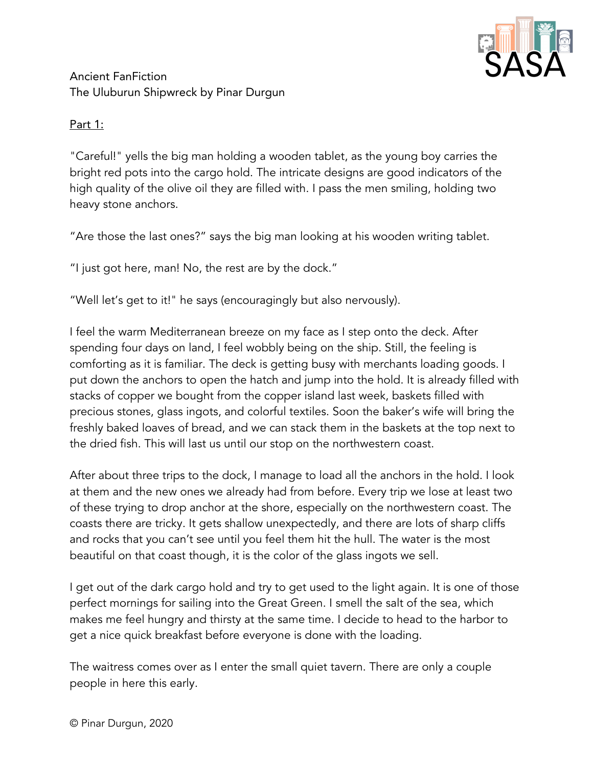Ancient FanFiction
The Uluburun Shipwreck by Pinar Durgun

Part 1:

"Careful!" yells the big man holding a wooden tablet, as the young boy carries the bright red pots into the cargo hold. The intricate designs are good indicators of the high quality of the olive oil they are filled with. I pass the men smiling, holding two heavy stone anchors.

"Are those the last ones?" says the big man looking at his wooden writing tablet.

"I just got here, man! No, the rest are by the dock."

"Well let's get to it!" he says (encouragingly but also nervously).

I feel the warm Mediterranean breeze on my face as I step onto the deck. After spending four days on land, I feel wobbly being on the ship. Still, the feeling is comforting as it is familiar. The deck is getting busy with merchants loading goods. I put down the anchors to open the hatch and jump into the hold. It is already filled with stacks of copper we bought from the copper island last week, baskets filled with precious stones, glass ingots, and colorful textiles. Soon the baker's wife will bring the freshly baked loaves of bread, and we can stack them in the baskets at the top next to the dried fish. This will last us until our stop on the northwestern coast.

After about three trips to the dock, I manage to load all the anchors in the hold. I look at them and the new ones we already had from before. Every trip we lose at least two of these trying to drop anchor at the shore, especially on the northwestern coast. The coasts there are tricky. It gets shallow unexpectedly, and there are lots of sharp cliffs and rocks that you can't see until you feel them hit the hull. The water is the most beautiful on that coast though, it is the color of the glass ingots we sell.

I get out of the dark cargo hold and try to get used to the light again. It is one of those perfect mornings for sailing into the Great Green. I smell the salt of the sea, which makes me feel hungry and thirsty at the same time. I decide to head to the harbor to get a nice quick breakfast before everyone is done with the loading.

The waitress comes over as I enter the small quiet tavern. There are only a couple people in here this early.

© Pinar Durgun, 2020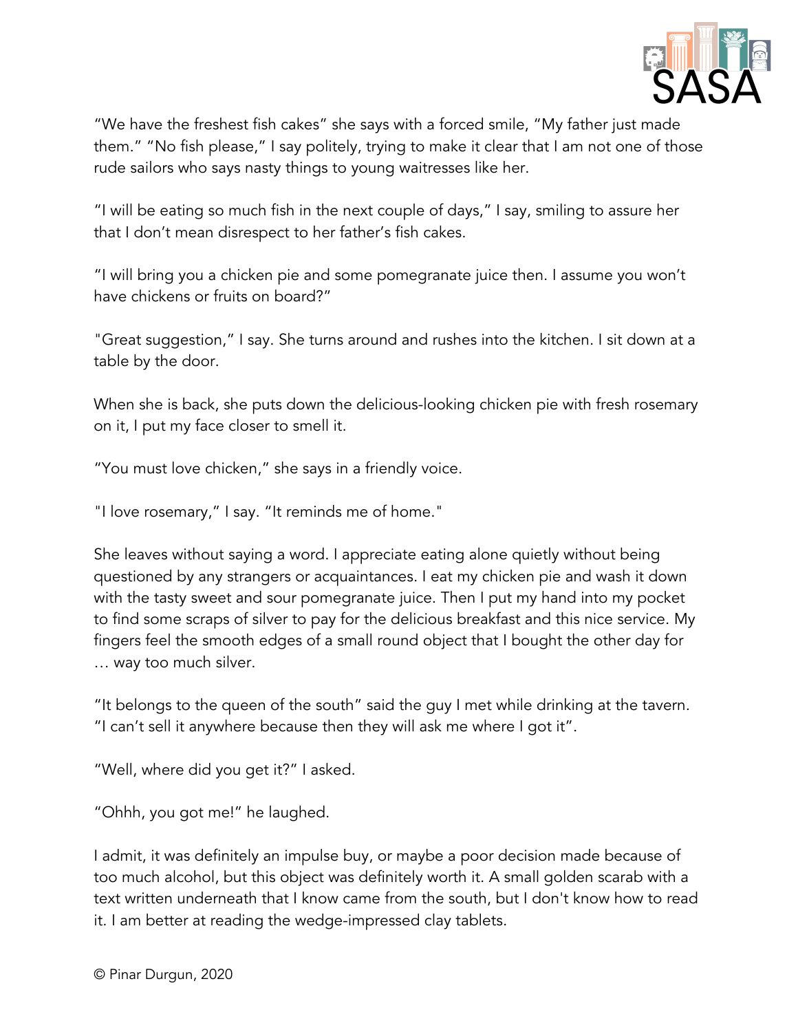“We have the freshest fish cakes” she says with a forced smile, “My father just made them.” “No fish please,” I say politely, trying to make it clear that I am not one of those rude sailors who says nasty things to young waitresses like her.

“I will be eating so much fish in the next couple of days,” I say, smiling to assure her that I don’t mean disrespect to her father’s fish cakes.

“I will bring you a chicken pie and some pomegranate juice then. I assume you won’t have chickens or fruits on board?”

"Great suggestion,” I say. She turns around and rushes into the kitchen. I sit down at a table by the door.

When she is back, she puts down the delicious-looking chicken pie with fresh rosemary on it, I put my face closer to smell it.

“You must love chicken,” she says in a friendly voice.

"I love rosemary,” I say. “It reminds me of home."

She leaves without saying a word. I appreciate eating alone quietly without being questioned by any strangers or acquaintances. I eat my chicken pie and wash it down with the tasty sweet and sour pomegranate juice. Then I put my hand into my pocket to find some scraps of silver to pay for the delicious breakfast and this nice service. My fingers feel the smooth edges of a small round object that I bought the other day for … way too much silver.

“It belongs to the queen of the south” said the guy I met while drinking at the tavern. “I can’t sell it anywhere because then they will ask me where I got it”.

“Well, where did you get it?” I asked.

“Ohhh, you got me!” he laughed.

I admit, it was definitely an impulse buy, or maybe a poor decision made because of too much alcohol, but this object was definitely worth it. A small golden scarab with a text written underneath that I know came from the south, but I don't know how to read it. I am better at reading the wedge-impressed clay tablets.

© Pinar Durgun, 2020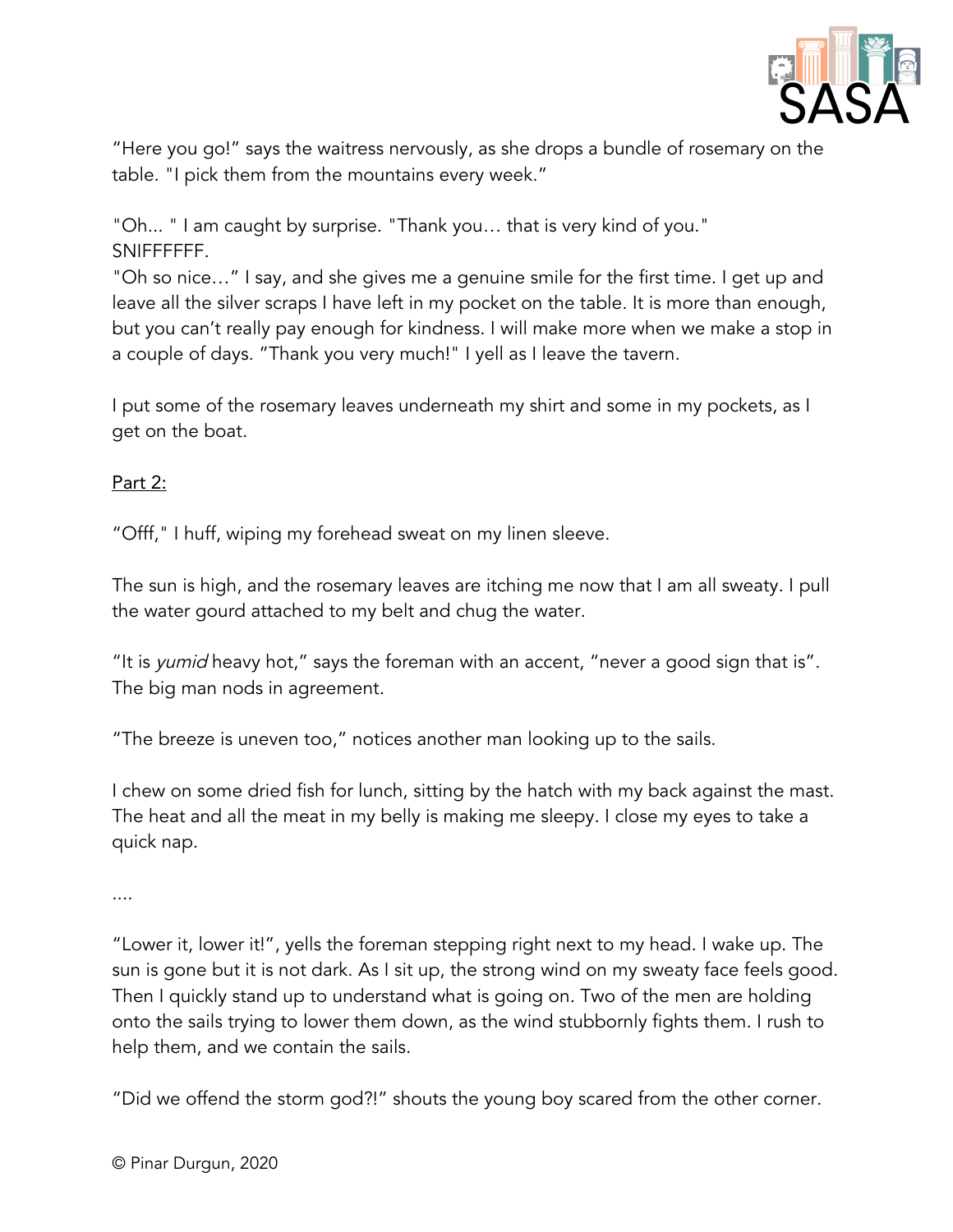"Here you go!" says the waitress nervously, as she drops a bundle of rosemary on the table. "I pick them from the mountains every week."

"Oh... " I am caught by surprise. "Thank you… that is very kind of you."
SNIFFFFFF.
"Oh so nice…" I say, and she gives me a genuine smile for the first time. I get up and leave all the silver scraps I have left in my pocket on the table. It is more than enough, but you can't really pay enough for kindness. I will make more when we make a stop in a couple of days. "Thank you very much!" I yell as I leave the tavern.

I put some of the rosemary leaves underneath my shirt and some in my pockets, as I get on the boat.

<u>Part 2:</u>

"Offf," I huff, wiping my forehead sweat on my linen sleeve.

The sun is high, and the rosemary leaves are itching me now that I am all sweaty. I pull the water gourd attached to my belt and chug the water.

"It is *yumid* heavy hot," says the foreman with an accent, "never a good sign that is". The big man nods in agreement.

"The breeze is uneven too," notices another man looking up to the sails.

I chew on some dried fish for lunch, sitting by the hatch with my back against the mast. The heat and all the meat in my belly is making me sleepy. I close my eyes to take a quick nap.

....

"Lower it, lower it!", yells the foreman stepping right next to my head. I wake up. The sun is gone but it is not dark. As I sit up, the strong wind on my sweaty face feels good. Then I quickly stand up to understand what is going on. Two of the men are holding onto the sails trying to lower them down, as the wind stubbornly fights them. I rush to help them, and we contain the sails.

"Did we offend the storm god?!" shouts the young boy scared from the other corner.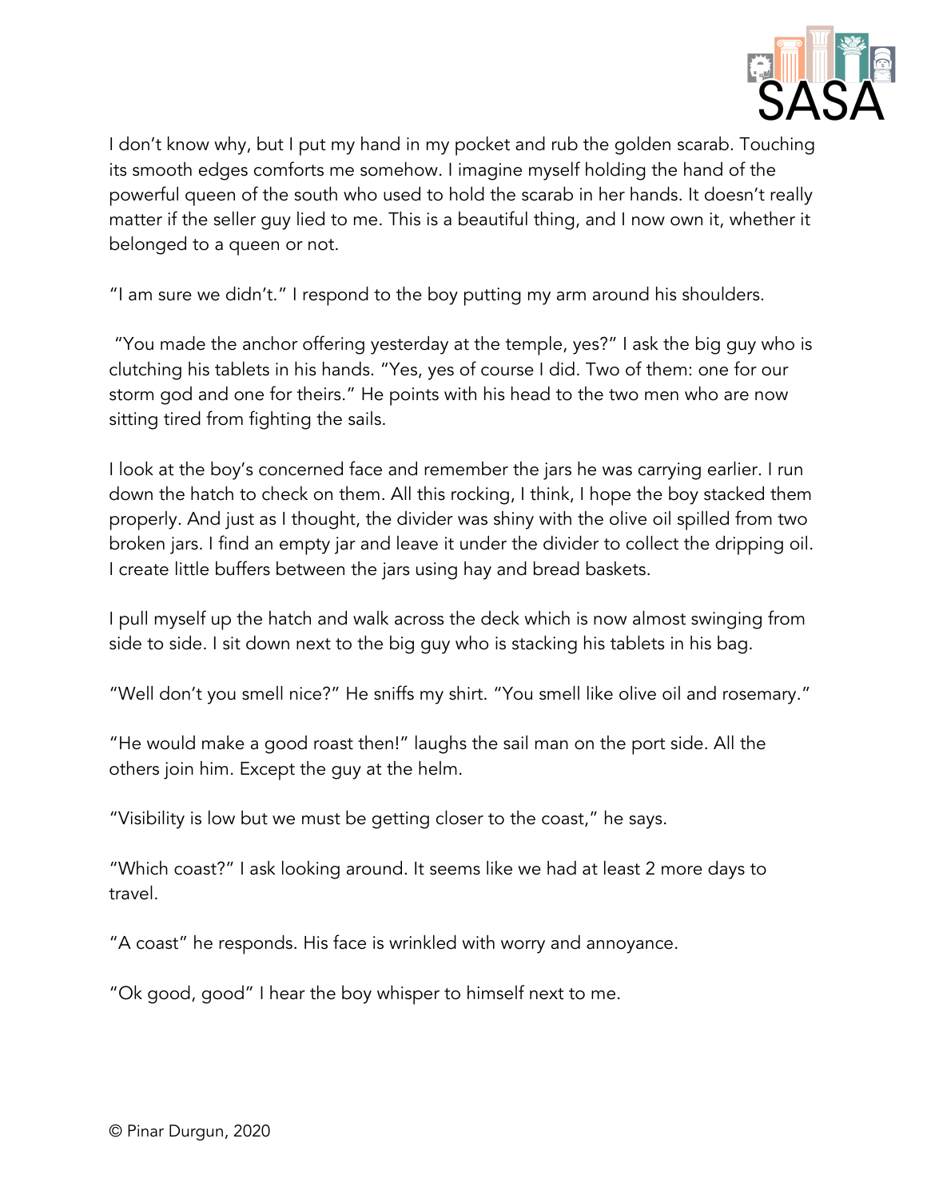I don't know why, but I put my hand in my pocket and rub the golden scarab. Touching its smooth edges comforts me somehow. I imagine myself holding the hand of the powerful queen of the south who used to hold the scarab in her hands. It doesn't really matter if the seller guy lied to me. This is a beautiful thing, and I now own it, whether it belonged to a queen or not.

"I am sure we didn't." I respond to the boy putting my arm around his shoulders.

"You made the anchor offering yesterday at the temple, yes?" I ask the big guy who is clutching his tablets in his hands. "Yes, yes of course I did. Two of them: one for our storm god and one for theirs." He points with his head to the two men who are now sitting tired from fighting the sails.

I look at the boy's concerned face and remember the jars he was carrying earlier. I run down the hatch to check on them. All this rocking, I think, I hope the boy stacked them properly. And just as I thought, the divider was shiny with the olive oil spilled from two broken jars. I find an empty jar and leave it under the divider to collect the dripping oil. I create little buffers between the jars using hay and bread baskets.

I pull myself up the hatch and walk across the deck which is now almost swinging from side to side. I sit down next to the big guy who is stacking his tablets in his bag.

"Well don't you smell nice?" He sniffs my shirt. "You smell like olive oil and rosemary."

"He would make a good roast then!" laughs the sail man on the port side. All the others join him. Except the guy at the helm.

"Visibility is low but we must be getting closer to the coast," he says.

"Which coast?" I ask looking around. It seems like we had at least 2 more days to travel.

"A coast" he responds. His face is wrinkled with worry and annoyance.

"Ok good, good" I hear the boy whisper to himself next to me.

© Pinar Durgun, 2020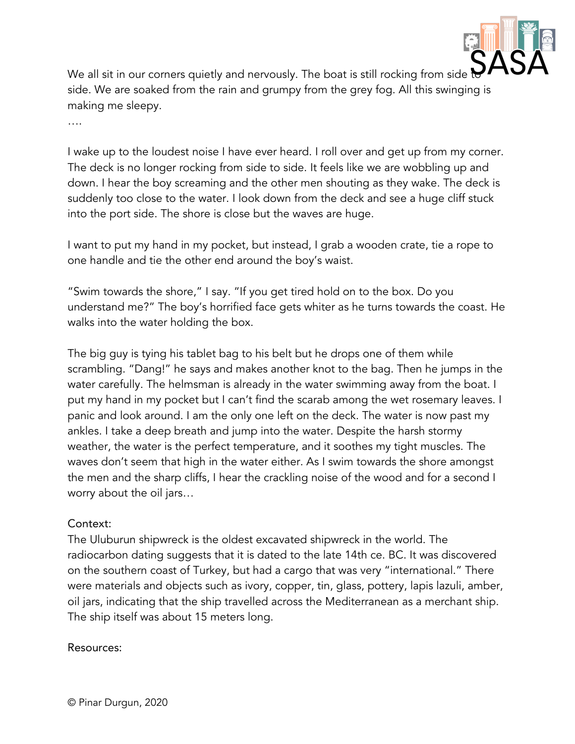We all sit in our corners quietly and nervously. The boat is still rocking from side to side. We are soaked from the rain and grumpy from the grey fog. All this swinging is making me sleepy.

….

I wake up to the loudest noise I have ever heard. I roll over and get up from my corner. The deck is no longer rocking from side to side. It feels like we are wobbling up and down. I hear the boy screaming and the other men shouting as they wake. The deck is suddenly too close to the water. I look down from the deck and see a huge cliff stuck into the port side. The shore is close but the waves are huge.

I want to put my hand in my pocket, but instead, I grab a wooden crate, tie a rope to one handle and tie the other end around the boy's waist.

"Swim towards the shore," I say. "If you get tired hold on to the box. Do you understand me?" The boy's horrified face gets whiter as he turns towards the coast. He walks into the water holding the box.

The big guy is tying his tablet bag to his belt but he drops one of them while scrambling. "Dang!" he says and makes another knot to the bag. Then he jumps in the water carefully. The helmsman is already in the water swimming away from the boat. I put my hand in my pocket but I can't find the scarab among the wet rosemary leaves. I panic and look around. I am the only one left on the deck. The water is now past my ankles. I take a deep breath and jump into the water. Despite the harsh stormy weather, the water is the perfect temperature, and it soothes my tight muscles. The waves don't seem that high in the water either. As I swim towards the shore amongst the men and the sharp cliffs, I hear the crackling noise of the wood and for a second I worry about the oil jars…

Context:
The Uluburun shipwreck is the oldest excavated shipwreck in the world. The radiocarbon dating suggests that it is dated to the late 14th ce. BC. It was discovered on the southern coast of Turkey, but had a cargo that was very "international." There were materials and objects such as ivory, copper, tin, glass, pottery, lapis lazuli, amber, oil jars, indicating that the ship travelled across the Mediterranean as a merchant ship. The ship itself was about 15 meters long.

Resources:

© Pinar Durgun, 2020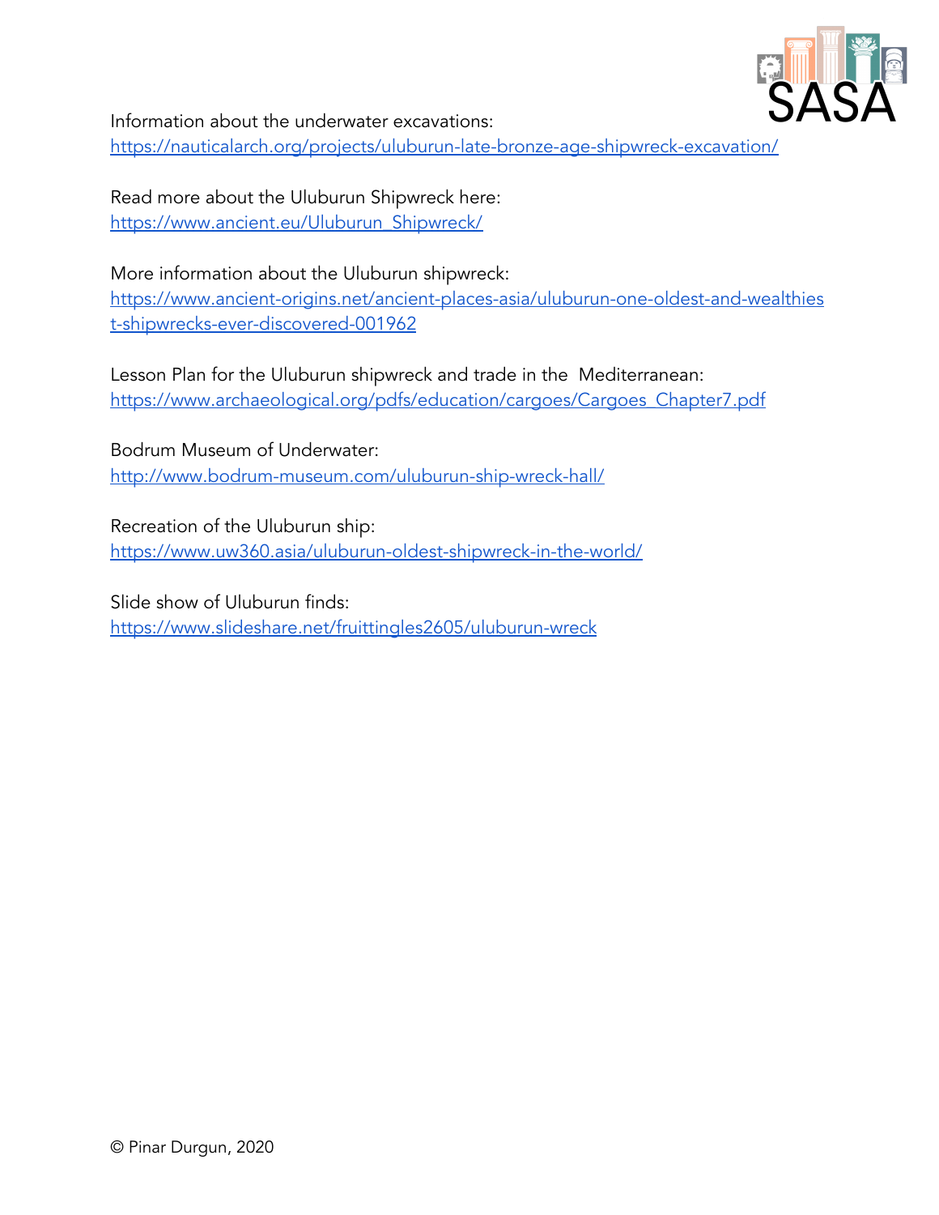Information about the underwater excavations:
https://nauticalarch.org/projects/uluburun-late-bronze-age-shipwreck-excavation/

Read more about the Uluburun Shipwreck here:
https://www.ancient.eu/Uluburun_Shipwreck/

More information about the Uluburun shipwreck:
https://www.ancient-origins.net/ancient-places-asia/uluburun-one-oldest-and-wealthiest-shipwrecks-ever-discovered-001962

Lesson Plan for the Uluburun shipwreck and trade in the Mediterranean:
https://www.archaeological.org/pdfs/education/cargoes/Cargoes_Chapter7.pdf

Bodrum Museum of Underwater:
http://www.bodrum-museum.com/uluburun-ship-wreck-hall/

Recreation of the Uluburun ship:
https://www.uw360.asia/uluburun-oldest-shipwreck-in-the-world/

Slide show of Uluburun finds:
https://www.slideshare.net/fruittingles2605/uluburun-wreck

© Pinar Durgun, 2020